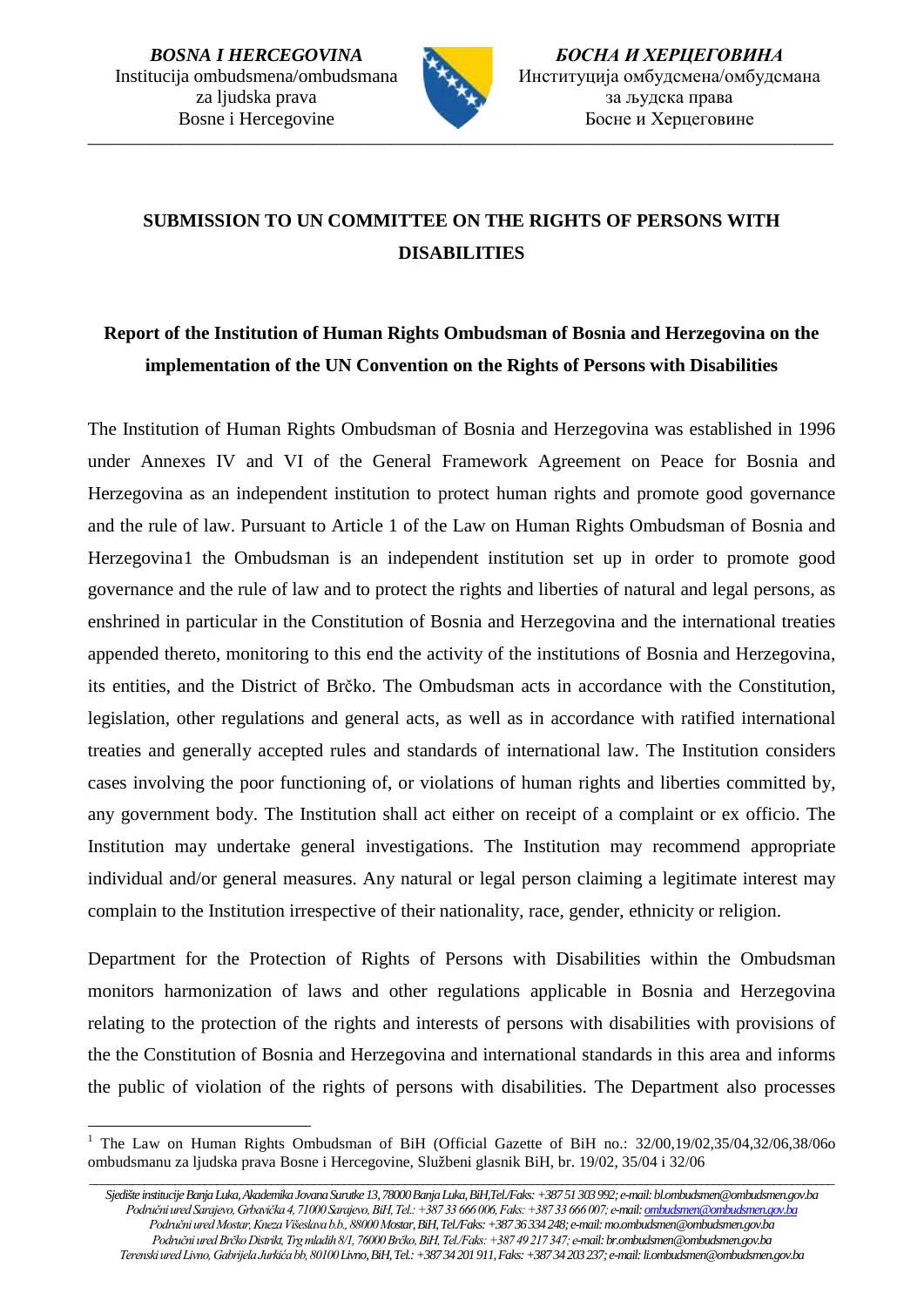*BOSNA I HERCEGOVINA*
Institucija ombudsmena/ombudsmana
za ljudska prava
Bosne i Hercegovine

*БОСНА И ХЕРЦЕГОВИНА*
Институција омбудсмена/омбудсмана
за људска права
Босне и Херцеговине

## SUBMISSION TO UN COMMITTEE ON THE RIGHTS OF PERSONS WITH DISABILITIES

### Report of the Institution of Human Rights Ombudsman of Bosnia and Herzegovina on the implementation of the UN Convention on the Rights of Persons with Disabilities

The Institution of Human Rights Ombudsman of Bosnia and Herzegovina was established in 1996 under Annexes IV and VI of the General Framework Agreement on Peace for Bosnia and Herzegovina as an independent institution to protect human rights and promote good governance and the rule of law. Pursuant to Article 1 of the Law on Human Rights Ombudsman of Bosnia and Herzegovina[1] the Ombudsman is an independent institution set up in order to promote good governance and the rule of law and to protect the rights and liberties of natural and legal persons, as enshrined in particular in the Constitution of Bosnia and Herzegovina and the international treaties appended thereto, monitoring to this end the activity of the institutions of Bosnia and Herzegovina, its entities, and the District of Brčko. The Ombudsman acts in accordance with the Constitution, legislation, other regulations and general acts, as well as in accordance with ratified international treaties and generally accepted rules and standards of international law. The Institution considers cases involving the poor functioning of, or violations of human rights and liberties committed by, any government body. The Institution shall act either on receipt of a complaint or ex officio. The Institution may undertake general investigations. The Institution may recommend appropriate individual and/or general measures. Any natural or legal person claiming a legitimate interest may complain to the Institution irrespective of their nationality, race, gender, ethnicity or religion.

Department for the Protection of Rights of Persons with Disabilities within the Ombudsman monitors harmonization of laws and other regulations applicable in Bosnia and Herzegovina relating to the protection of the rights and interests of persons with disabilities with provisions of the the Constitution of Bosnia and Herzegovina and international standards in this area and informs the public of violation of the rights of persons with disabilities. The Department also processes

[1] The Law on Human Rights Ombudsman of BiH (Official Gazette of BiH no.: 32/00,19/02,35/04,32/06,38/06o ombudsmanu za ljudska prava Bosne i Hercegovine, Službeni glasnik BiH, br. 19/02, 35/04 i 32/06

*Sjedište institucije Banja Luka, Akademika Jovana Surutke 13, 78000 Banja Luka, BiH, Tel./Faks: +387 51 303 992; e-mail: bl.ombudsmen@ombudsmen.gov.ba*
*Područni ured Sarajevo, Grbavička 4, 71000 Sarajevo, BiH, Tel.: +387 33 666 006, Faks: +387 33 666 007; e-mail: ombudsmen@ombudsmen.gov.ba*
*Područni ured Mostar, Kneza Višeslava b.b., 88000 Mostar, BiH, Tel./Faks: +387 36 334 248; e-mail: mo.ombudsmen@ombudsmen.gov.ba*
*Područni ured Brčko Distrikt, Trg mladih 8/1, 76000 Brčko, BiH, Tel./Faks: +387 49 217 347; e-mail: br.ombudsmen@ombudsmen.gov.ba*
*Terenski ured Livno, Gabrijela Jurkića bb, 80100 Livno, BiH, Tel.: +387 34 201 911, Faks: +387 34 203 237; e-mail: li.ombudsmen@ombudsmen.gov.ba*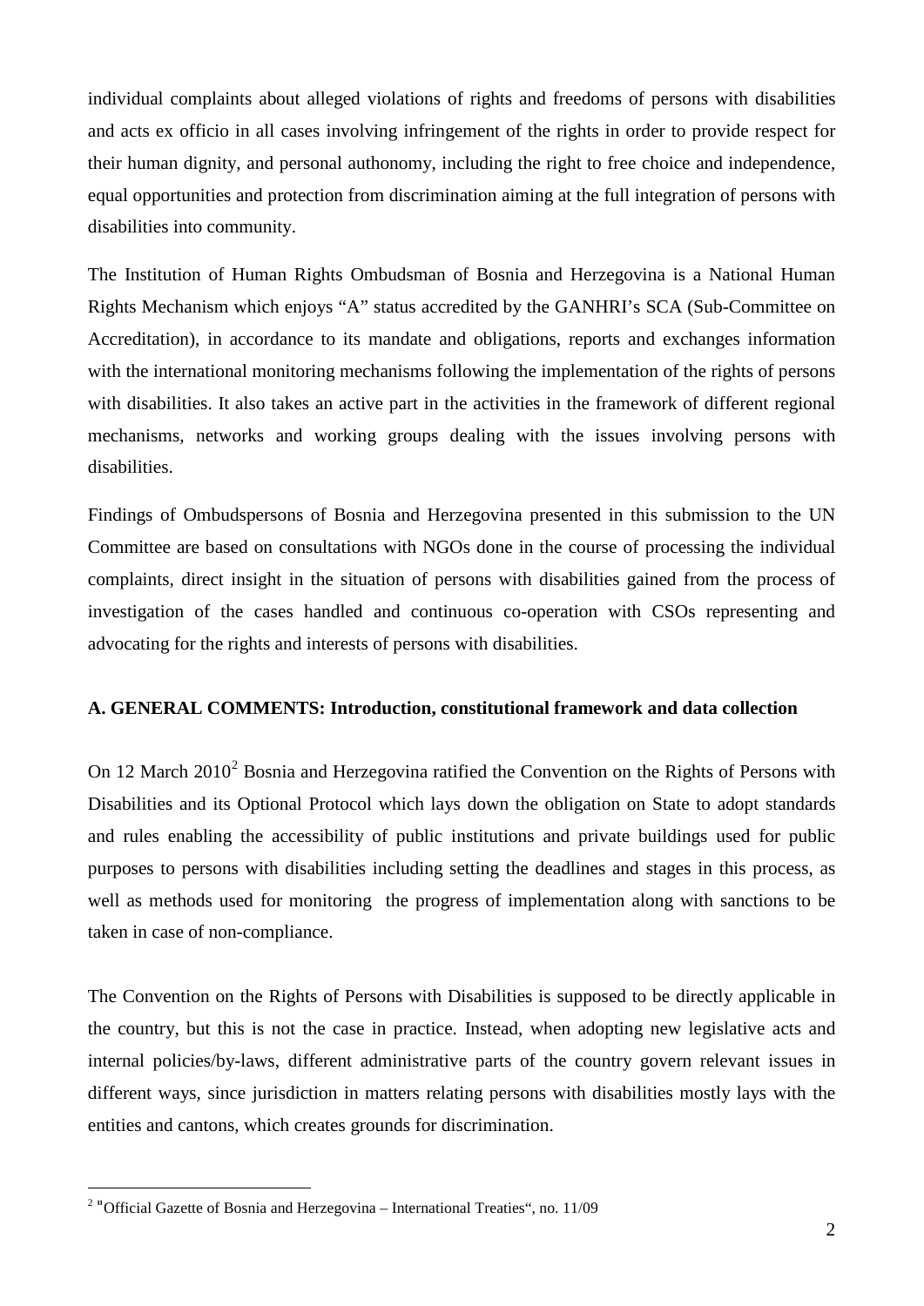individual complaints about alleged violations of rights and freedoms of persons with disabilities and acts ex officio in all cases involving infringement of the rights in order to provide respect for their human dignity, and personal authonomy, including the right to free choice and independence, equal opportunities and protection from discrimination aiming at the full integration of persons with disabilities into community.

The Institution of Human Rights Ombudsman of Bosnia and Herzegovina is a National Human Rights Mechanism which enjoys "A" status accredited by the GANHRI's SCA (Sub-Committee on Accreditation), in accordance to its mandate and obligations, reports and exchanges information with the international monitoring mechanisms following the implementation of the rights of persons with disabilities. It also takes an active part in the activities in the framework of different regional mechanisms, networks and working groups dealing with the issues involving persons with disabilities.

Findings of Ombudspersons of Bosnia and Herzegovina presented in this submission to the UN Committee are based on consultations with NGOs done in the course of processing the individual complaints, direct insight in the situation of persons with disabilities gained from the process of investigation of the cases handled and continuous co-operation with CSOs representing and advocating for the rights and interests of persons with disabilities.

**A. GENERAL COMMENTS: Introduction, constitutional framework and data collection**

On 12 March 2010[2] Bosnia and Herzegovina ratified the Convention on the Rights of Persons with Disabilities and its Optional Protocol which lays down the obligation on State to adopt standards and rules enabling the accessibility of public institutions and private buildings used for public purposes to persons with disabilities including setting the deadlines and stages in this process, as well as methods used for monitoring the progress of implementation along with sanctions to be taken in case of non-compliance.

The Convention on the Rights of Persons with Disabilities is supposed to be directly applicable in the country, but this is not the case in practice. Instead, when adopting new legislative acts and internal policies/by-laws, different administrative parts of the country govern relevant issues in different ways, since jurisdiction in matters relating persons with disabilities mostly lays with the entities and cantons, which creates grounds for discrimination.

[2] "Official Gazette of Bosnia and Herzegovina – International Treaties", no. 11/09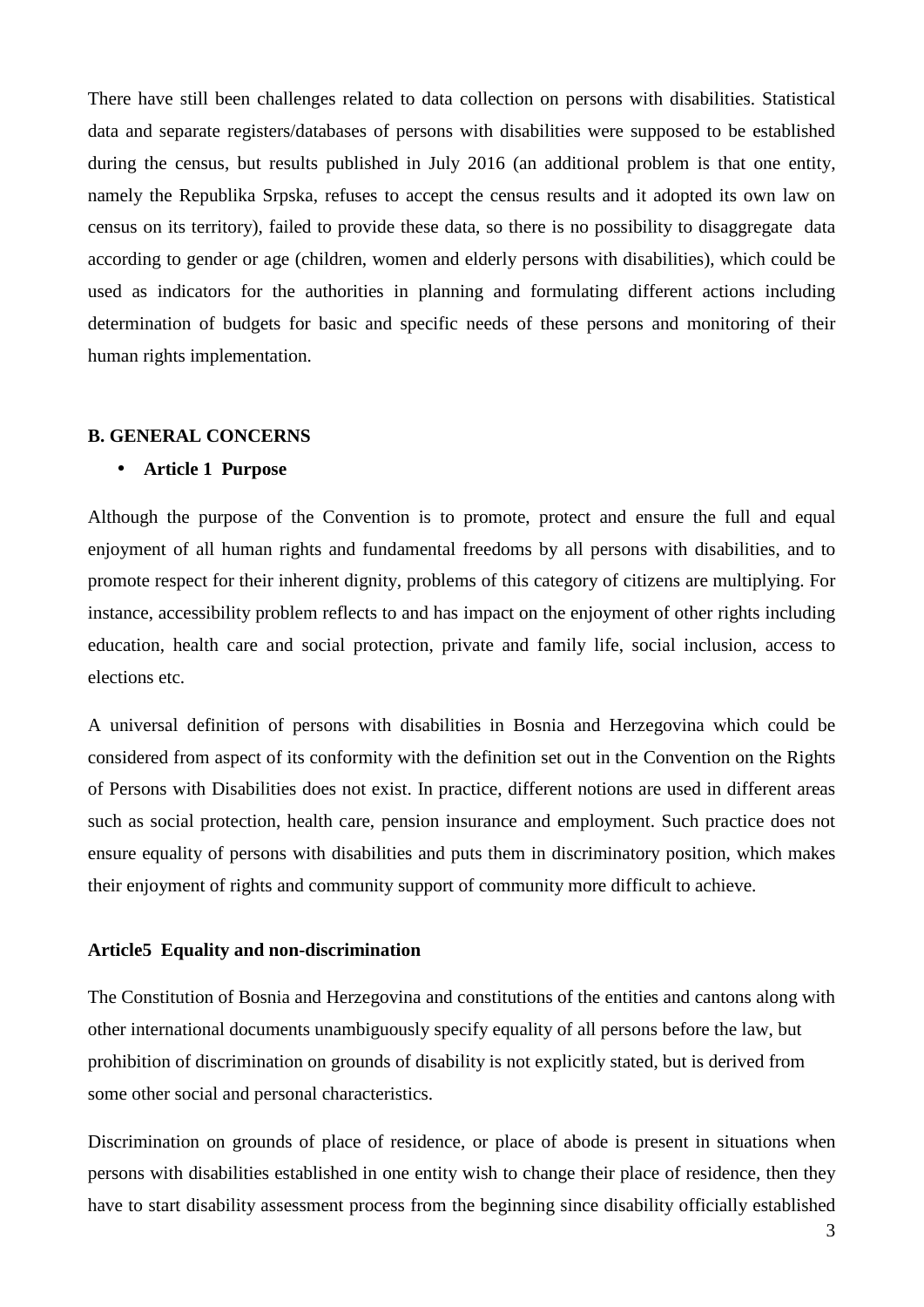There have still been challenges related to data collection on persons with disabilities. Statistical data and separate registers/databases of persons with disabilities were supposed to be established during the census, but results published in July 2016 (an additional problem is that one entity, namely the Republika Srpska, refuses to accept the census results and it adopted its own law on census on its territory), failed to provide these data, so there is no possibility to disaggregate data according to gender or age (children, women and elderly persons with disabilities), which could be used as indicators for the authorities in planning and formulating different actions including determination of budgets for basic and specific needs of these persons and monitoring of their human rights implementation.

## B. GENERAL CONCERNS

- **Article 1 Purpose**

Although the purpose of the Convention is to promote, protect and ensure the full and equal enjoyment of all human rights and fundamental freedoms by all persons with disabilities, and to promote respect for their inherent dignity, problems of this category of citizens are multiplying. For instance, accessibility problem reflects to and has impact on the enjoyment of other rights including education, health care and social protection, private and family life, social inclusion, access to elections etc.

A universal definition of persons with disabilities in Bosnia and Herzegovina which could be considered from aspect of its conformity with the definition set out in the Convention on the Rights of Persons with Disabilities does not exist. In practice, different notions are used in different areas such as social protection, health care, pension insurance and employment. Such practice does not ensure equality of persons with disabilities and puts them in discriminatory position, which makes their enjoyment of rights and community support of community more difficult to achieve.

**Article5 Equality and non-discrimination**

The Constitution of Bosnia and Herzegovina and constitutions of the entities and cantons along with other international documents unambiguously specify equality of all persons before the law, but prohibition of discrimination on grounds of disability is not explicitly stated, but is derived from some other social and personal characteristics.

Discrimination on grounds of place of residence, or place of abode is present in situations when persons with disabilities established in one entity wish to change their place of residence, then they have to start disability assessment process from the beginning since disability officially established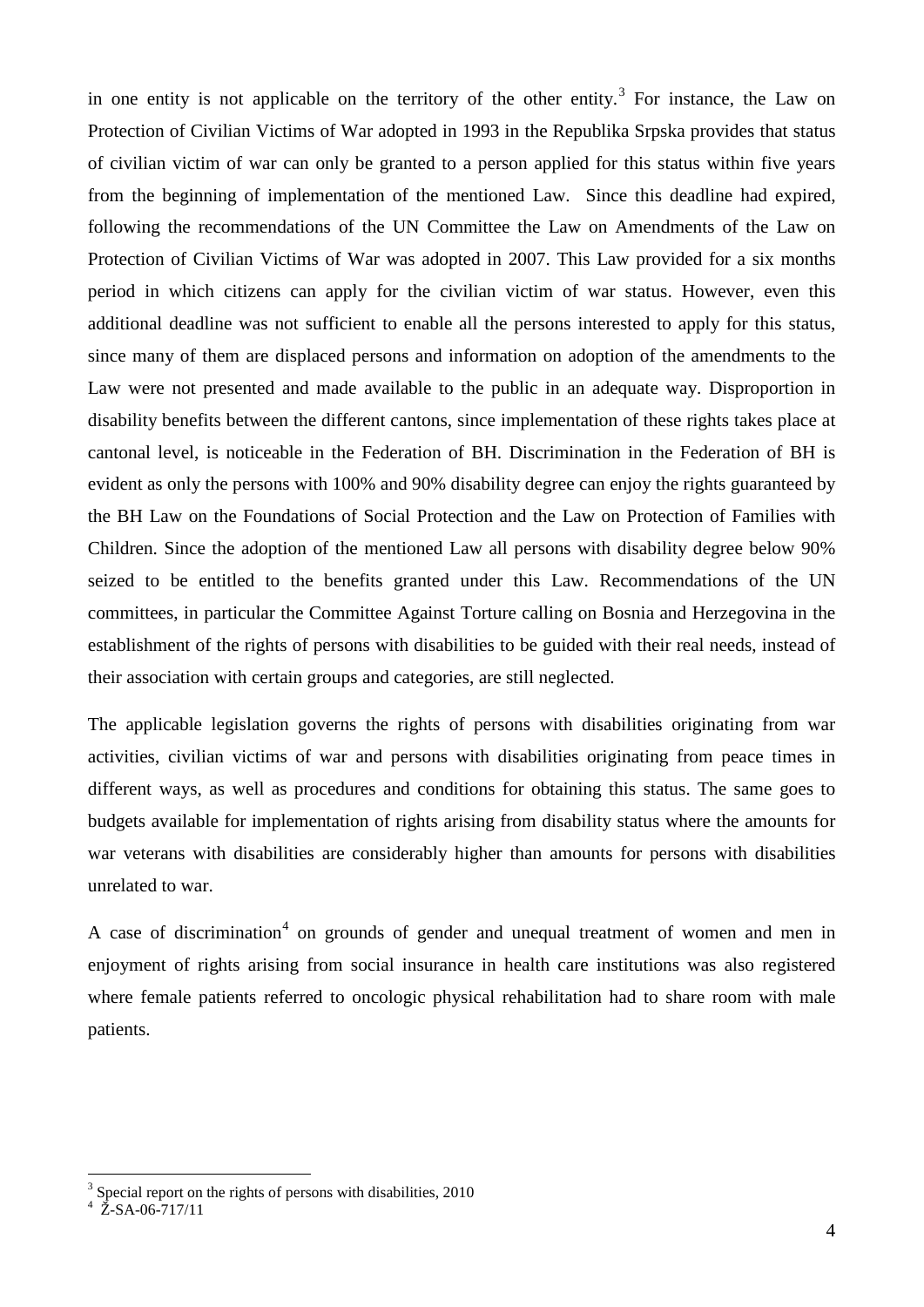in one entity is not applicable on the territory of the other entity.[3] For instance, the Law on Protection of Civilian Victims of War adopted in 1993 in the Republika Srpska provides that status of civilian victim of war can only be granted to a person applied for this status within five years from the beginning of implementation of the mentioned Law. Since this deadline had expired, following the recommendations of the UN Committee the Law on Amendments of the Law on Protection of Civilian Victims of War was adopted in 2007. This Law provided for a six months period in which citizens can apply for the civilian victim of war status. However, even this additional deadline was not sufficient to enable all the persons interested to apply for this status, since many of them are displaced persons and information on adoption of the amendments to the Law were not presented and made available to the public in an adequate way. Disproportion in disability benefits between the different cantons, since implementation of these rights takes place at cantonal level, is noticeable in the Federation of BH. Discrimination in the Federation of BH is evident as only the persons with 100% and 90% disability degree can enjoy the rights guaranteed by the BH Law on the Foundations of Social Protection and the Law on Protection of Families with Children. Since the adoption of the mentioned Law all persons with disability degree below 90% seized to be entitled to the benefits granted under this Law. Recommendations of the UN committees, in particular the Committee Against Torture calling on Bosnia and Herzegovina in the establishment of the rights of persons with disabilities to be guided with their real needs, instead of their association with certain groups and categories, are still neglected.

The applicable legislation governs the rights of persons with disabilities originating from war activities, civilian victims of war and persons with disabilities originating from peace times in different ways, as well as procedures and conditions for obtaining this status. The same goes to budgets available for implementation of rights arising from disability status where the amounts for war veterans with disabilities are considerably higher than amounts for persons with disabilities unrelated to war.

A case of discrimination[4] on grounds of gender and unequal treatment of women and men in enjoyment of rights arising from social insurance in health care institutions was also registered where female patients referred to oncologic physical rehabilitation had to share room with male patients.

---

[3] Special report on the rights of persons with disabilities, 2010

[4] Ž-SA-06-717/11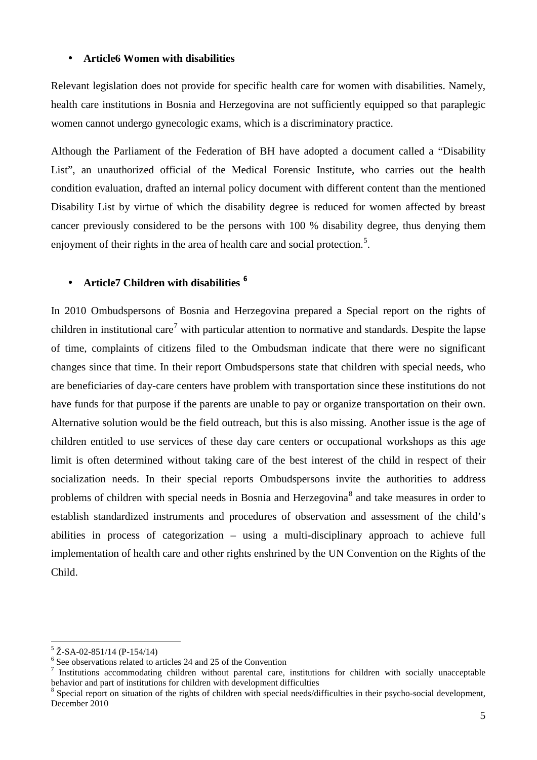- **Article6 Women with disabilities**

Relevant legislation does not provide for specific health care for women with disabilities. Namely, health care institutions in Bosnia and Herzegovina are not sufficiently equipped so that paraplegic women cannot undergo gynecologic exams, which is a discriminatory practice.

Although the Parliament of the Federation of BH have adopted a document called a “Disability List”, an unauthorized official of the Medical Forensic Institute, who carries out the health condition evaluation, drafted an internal policy document with different content than the mentioned Disability List by virtue of which the disability degree is reduced for women affected by breast cancer previously considered to be the persons with 100 % disability degree, thus denying them enjoyment of their rights in the area of health care and social protection.[5].

- **Article7 Children with disabilities [6]**

In 2010 Ombudspersons of Bosnia and Herzegovina prepared a Special report on the rights of children in institutional care[7] with particular attention to normative and standards. Despite the lapse of time, complaints of citizens filed to the Ombudsman indicate that there were no significant changes since that time. In their report Ombudspersons state that children with special needs, who are beneficiaries of day-care centers have problem with transportation since these institutions do not have funds for that purpose if the parents are unable to pay or organize transportation on their own. Alternative solution would be the field outreach, but this is also missing. Another issue is the age of children entitled to use services of these day care centers or occupational workshops as this age limit is often determined without taking care of the best interest of the child in respect of their socialization needs. In their special reports Ombudspersons invite the authorities to address problems of children with special needs in Bosnia and Herzegovina[8] and take measures in order to establish standardized instruments and procedures of observation and assessment of the child’s abilities in process of categorization – using a multi-disciplinary approach to achieve full implementation of health care and other rights enshrined by the UN Convention on the Rights of the Child.

---

[5] Ž-SA-02-851/14 (P-154/14)

[6] See observations related to articles 24 and 25 of the Convention

[7] Institutions accommodating children without parental care, institutions for children with socially unacceptable behavior and part of institutions for children with development difficulties

[8] Special report on situation of the rights of children with special needs/difficulties in their psycho-social development, December 2010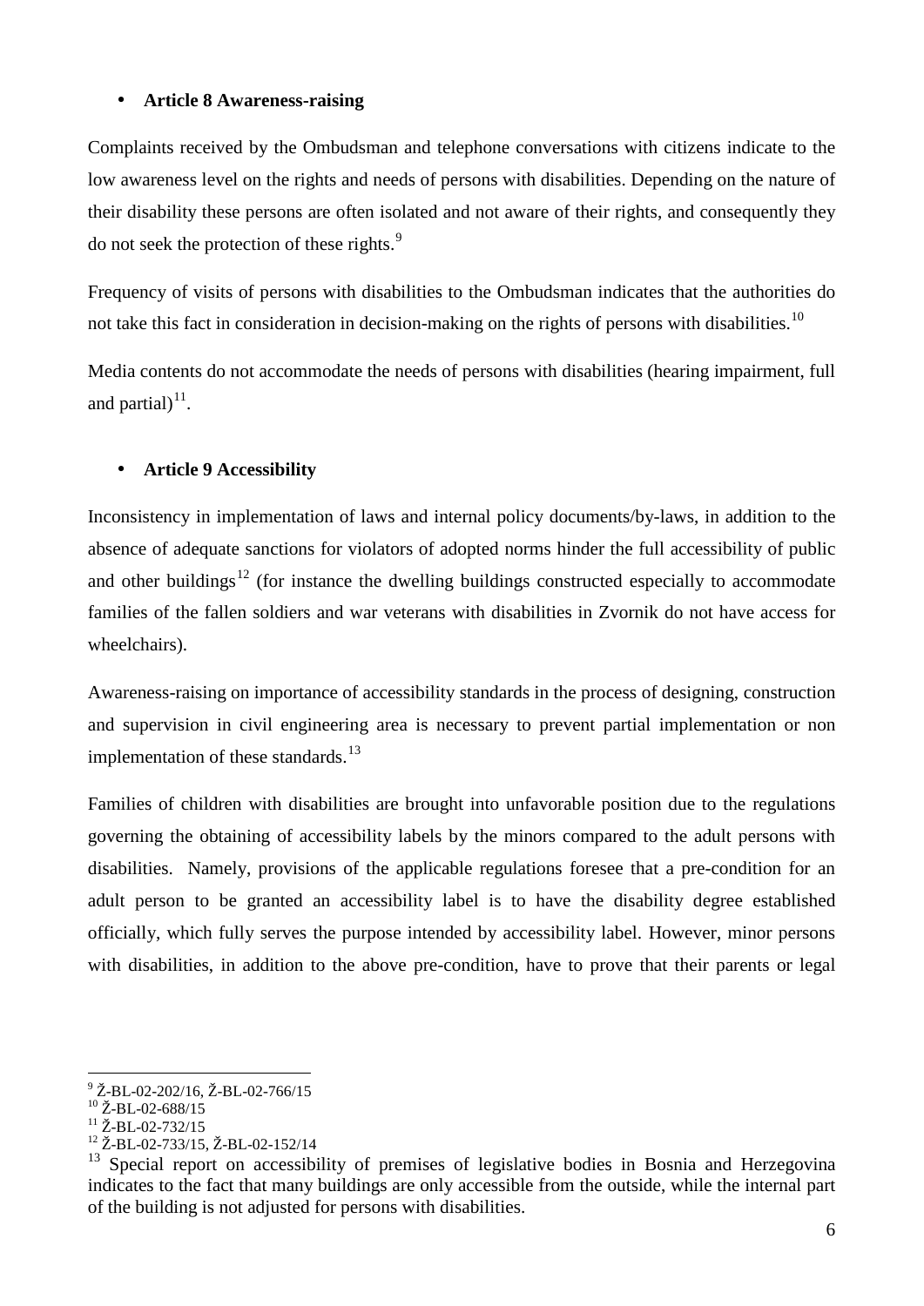- **Article 8 Awareness-raising**

Complaints received by the Ombudsman and telephone conversations with citizens indicate to the low awareness level on the rights and needs of persons with disabilities. Depending on the nature of their disability these persons are often isolated and not aware of their rights, and consequently they do not seek the protection of these rights.[9]

Frequency of visits of persons with disabilities to the Ombudsman indicates that the authorities do not take this fact in consideration in decision-making on the rights of persons with disabilities.[10]

Media contents do not accommodate the needs of persons with disabilities (hearing impairment, full and partial)[11].

- **Article 9 Accessibility**

Inconsistency in implementation of laws and internal policy documents/by-laws, in addition to the absence of adequate sanctions for violators of adopted norms hinder the full accessibility of public and other buildings[12] (for instance the dwelling buildings constructed especially to accommodate families of the fallen soldiers and war veterans with disabilities in Zvornik do not have access for wheelchairs).

Awareness-raising on importance of accessibility standards in the process of designing, construction and supervision in civil engineering area is necessary to prevent partial implementation or non implementation of these standards.[13]

Families of children with disabilities are brought into unfavorable position due to the regulations governing the obtaining of accessibility labels by the minors compared to the adult persons with disabilities. Namely, provisions of the applicable regulations foresee that a pre-condition for an adult person to be granted an accessibility label is to have the disability degree established officially, which fully serves the purpose intended by accessibility label. However, minor persons with disabilities, in addition to the above pre-condition, have to prove that their parents or legal

---

[9] Ž-BL-02-202/16, Ž-BL-02-766/15

[10] Ž-BL-02-688/15

[11] Ž-BL-02-732/15

[12] Ž-BL-02-733/15, Ž-BL-02-152/14

[13] Special report on accessibility of premises of legislative bodies in Bosnia and Herzegovina indicates to the fact that many buildings are only accessible from the outside, while the internal part of the building is not adjusted for persons with disabilities.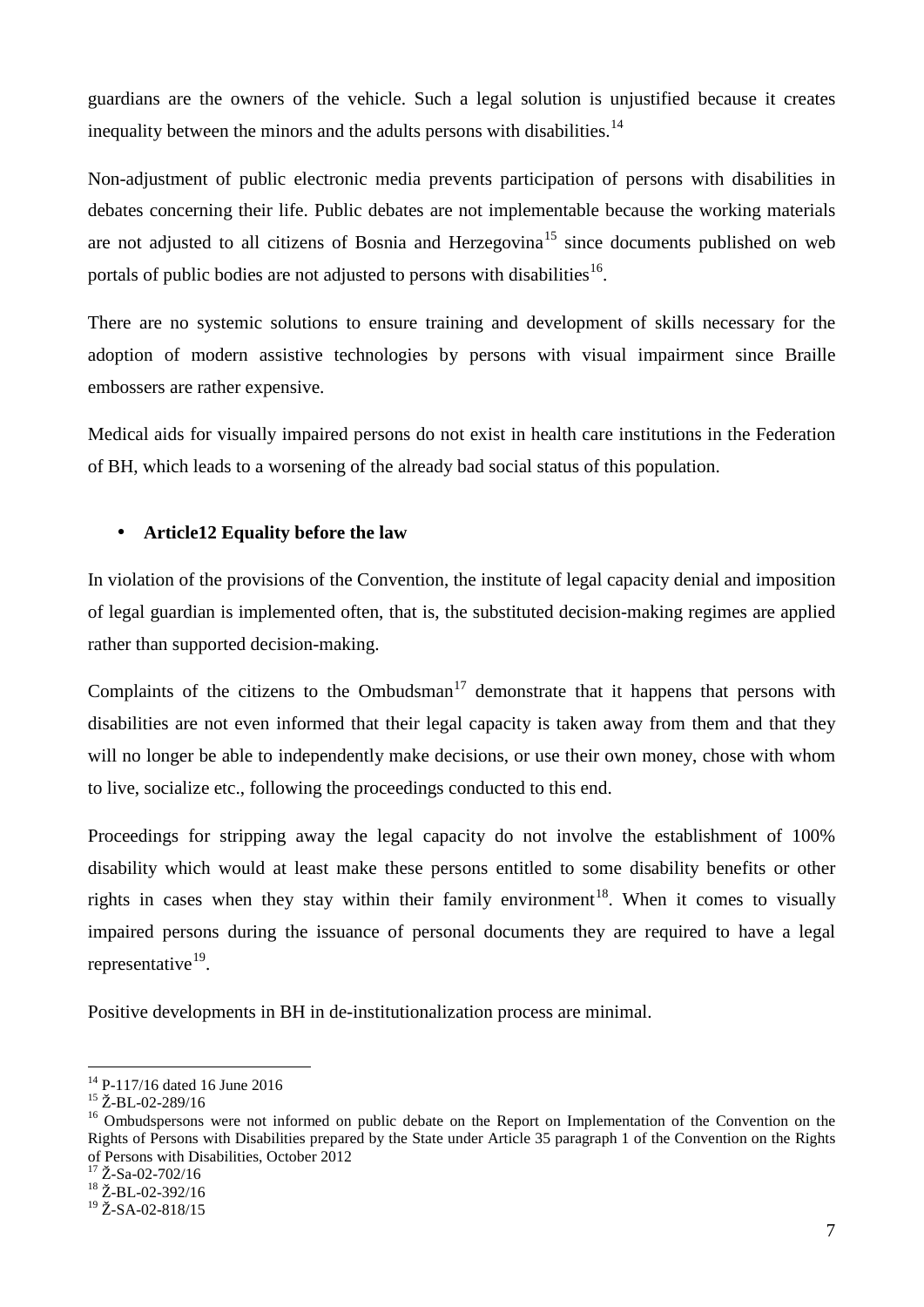guardians are the owners of the vehicle. Such a legal solution is unjustified because it creates inequality between the minors and the adults persons with disabilities.[14]

Non-adjustment of public electronic media prevents participation of persons with disabilities in debates concerning their life. Public debates are not implementable because the working materials are not adjusted to all citizens of Bosnia and Herzegovina[15] since documents published on web portals of public bodies are not adjusted to persons with disabilities[16].

There are no systemic solutions to ensure training and development of skills necessary for the adoption of modern assistive technologies by persons with visual impairment since Braille embossers are rather expensive.

Medical aids for visually impaired persons do not exist in health care institutions in the Federation of BH, which leads to a worsening of the already bad social status of this population.

- **Article12 Equality before the law**

In violation of the provisions of the Convention, the institute of legal capacity denial and imposition of legal guardian is implemented often, that is, the substituted decision-making regimes are applied rather than supported decision-making.

Complaints of the citizens to the Ombudsman[17] demonstrate that it happens that persons with disabilities are not even informed that their legal capacity is taken away from them and that they will no longer be able to independently make decisions, or use their own money, chose with whom to live, socialize etc., following the proceedings conducted to this end.

Proceedings for stripping away the legal capacity do not involve the establishment of 100% disability which would at least make these persons entitled to some disability benefits or other rights in cases when they stay within their family environment[18]. When it comes to visually impaired persons during the issuance of personal documents they are required to have a legal representative[19].

Positive developments in BH in de-institutionalization process are minimal.

---

[14] P-117/16 dated 16 June 2016

[15] Ž-BL-02-289/16

[16] Ombudspersons were not informed on public debate on the Report on Implementation of the Convention on the Rights of Persons with Disabilities prepared by the State under Article 35 paragraph 1 of the Convention on the Rights of Persons with Disabilities, October 2012

[17] Ž-Sa-02-702/16

[18] Ž-BL-02-392/16

[19] Ž-SA-02-818/15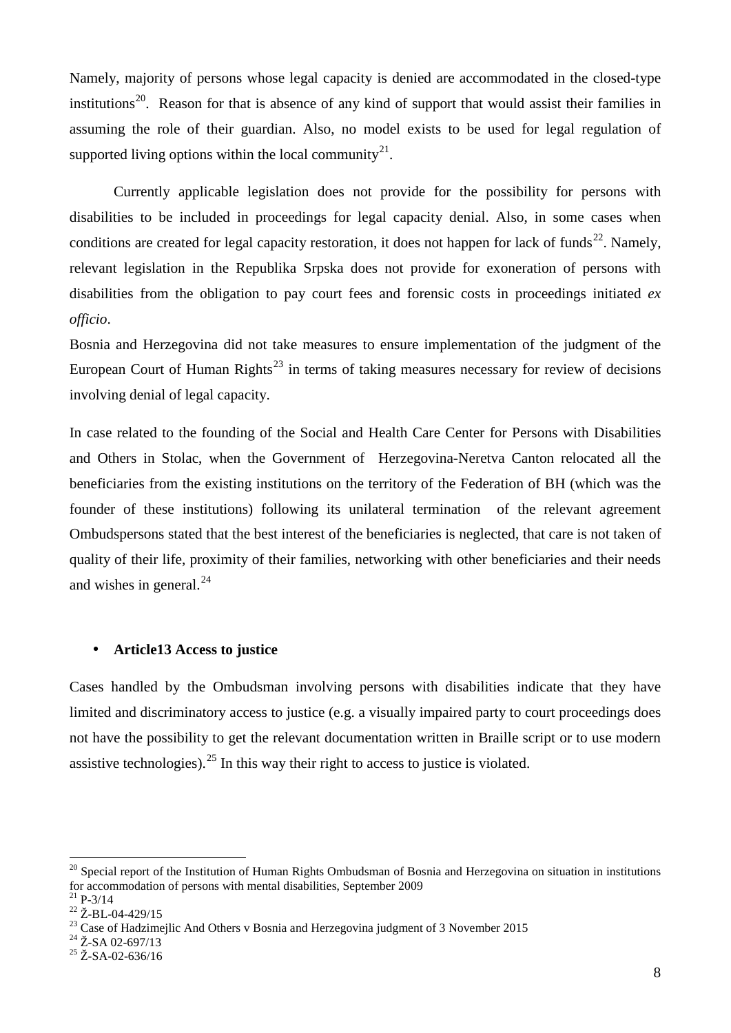Namely, majority of persons whose legal capacity is denied are accommodated in the closed-type institutions[20]. Reason for that is absence of any kind of support that would assist their families in assuming the role of their guardian. Also, no model exists to be used for legal regulation of supported living options within the local community[21].

Currently applicable legislation does not provide for the possibility for persons with disabilities to be included in proceedings for legal capacity denial. Also, in some cases when conditions are created for legal capacity restoration, it does not happen for lack of funds[22]. Namely, relevant legislation in the Republika Srpska does not provide for exoneration of persons with disabilities from the obligation to pay court fees and forensic costs in proceedings initiated *ex officio*.

Bosnia and Herzegovina did not take measures to ensure implementation of the judgment of the European Court of Human Rights[23] in terms of taking measures necessary for review of decisions involving denial of legal capacity.

In case related to the founding of the Social and Health Care Center for Persons with Disabilities and Others in Stolac, when the Government of Herzegovina-Neretva Canton relocated all the beneficiaries from the existing institutions on the territory of the Federation of BH (which was the founder of these institutions) following its unilateral termination of the relevant agreement Ombudspersons stated that the best interest of the beneficiaries is neglected, that care is not taken of quality of their life, proximity of their families, networking with other beneficiaries and their needs and wishes in general.[24]

- **Article13 Access to justice**

Cases handled by the Ombudsman involving persons with disabilities indicate that they have limited and discriminatory access to justice (e.g. a visually impaired party to court proceedings does not have the possibility to get the relevant documentation written in Braille script or to use modern assistive technologies).[25] In this way their right to access to justice is violated.

---

[20] Special report of the Institution of Human Rights Ombudsman of Bosnia and Herzegovina on situation in institutions for accommodation of persons with mental disabilities, September 2009

[21] P-3/14

[22] Ž-BL-04-429/15

[23] Case of Hadzimejlic And Others v Bosnia and Herzegovina judgment of 3 November 2015

[24] Ž-SA 02-697/13

[25] Ž-SA-02-636/16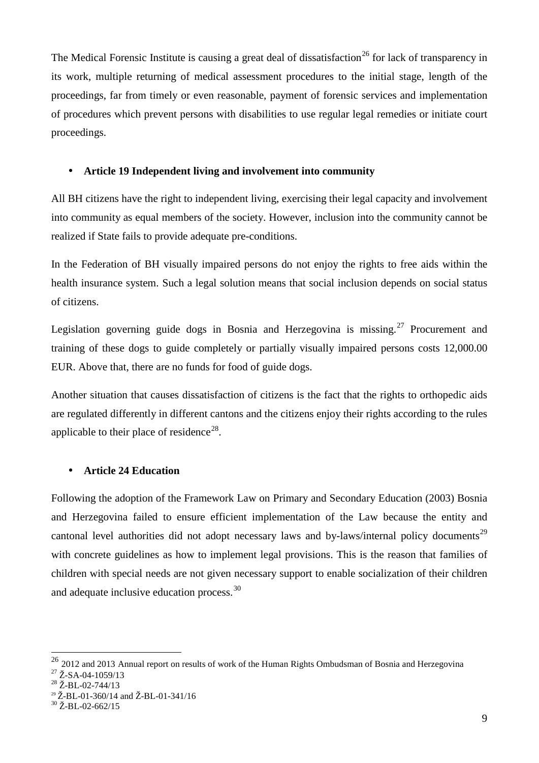The Medical Forensic Institute is causing a great deal of dissatisfaction[26] for lack of transparency in its work, multiple returning of medical assessment procedures to the initial stage, length of the proceedings, far from timely or even reasonable, payment of forensic services and implementation of procedures which prevent persons with disabilities to use regular legal remedies or initiate court proceedings.

- **Article 19 Independent living and involvement into community**

All BH citizens have the right to independent living, exercising their legal capacity and involvement into community as equal members of the society. However, inclusion into the community cannot be realized if State fails to provide adequate pre-conditions.

In the Federation of BH visually impaired persons do not enjoy the rights to free aids within the health insurance system. Such a legal solution means that social inclusion depends on social status of citizens.

Legislation governing guide dogs in Bosnia and Herzegovina is missing.[27] Procurement and training of these dogs to guide completely or partially visually impaired persons costs 12,000.00 EUR. Above that, there are no funds for food of guide dogs.

Another situation that causes dissatisfaction of citizens is the fact that the rights to orthopedic aids are regulated differently in different cantons and the citizens enjoy their rights according to the rules applicable to their place of residence[28].

- **Article 24 Education**

Following the adoption of the Framework Law on Primary and Secondary Education (2003) Bosnia and Herzegovina failed to ensure efficient implementation of the Law because the entity and cantonal level authorities did not adopt necessary laws and by-laws/internal policy documents[29] with concrete guidelines as how to implement legal provisions. This is the reason that families of children with special needs are not given necessary support to enable socialization of their children and adequate inclusive education process.[30]

---

[26] 2012 and 2013 Annual report on results of work of the Human Rights Ombudsman of Bosnia and Herzegovina

[27] Ž-SA-04-1059/13

[28] Ž-BL-02-744/13

[29] Ž-BL-01-360/14 and Ž-BL-01-341/16

[30] Ž-BL-02-662/15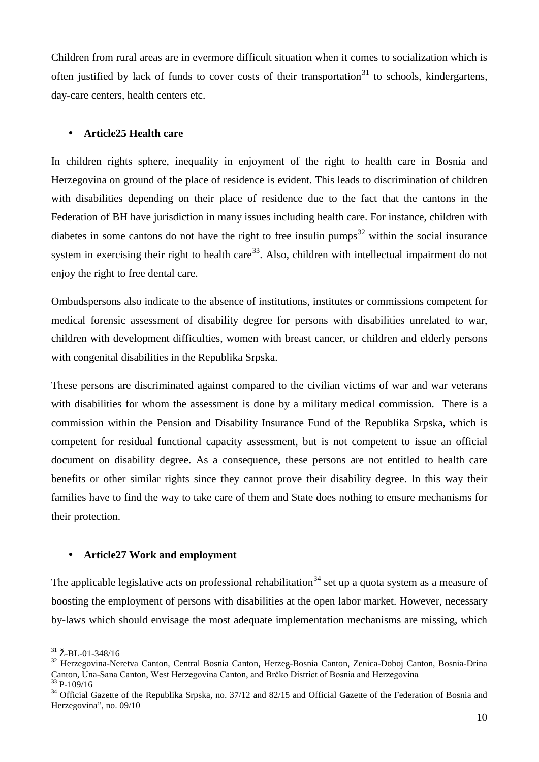Children from rural areas are in evermore difficult situation when it comes to socialization which is often justified by lack of funds to cover costs of their transportation[31] to schools, kindergartens, day-care centers, health centers etc.

- **Article25 Health care**

In children rights sphere, inequality in enjoyment of the right to health care in Bosnia and Herzegovina on ground of the place of residence is evident. This leads to discrimination of children with disabilities depending on their place of residence due to the fact that the cantons in the Federation of BH have jurisdiction in many issues including health care. For instance, children with diabetes in some cantons do not have the right to free insulin pumps[32] within the social insurance system in exercising their right to health care[33]. Also, children with intellectual impairment do not enjoy the right to free dental care.

Ombudspersons also indicate to the absence of institutions, institutes or commissions competent for medical forensic assessment of disability degree for persons with disabilities unrelated to war, children with development difficulties, women with breast cancer, or children and elderly persons with congenital disabilities in the Republika Srpska.

These persons are discriminated against compared to the civilian victims of war and war veterans with disabilities for whom the assessment is done by a military medical commission. There is a commission within the Pension and Disability Insurance Fund of the Republika Srpska, which is competent for residual functional capacity assessment, but is not competent to issue an official document on disability degree. As a consequence, these persons are not entitled to health care benefits or other similar rights since they cannot prove their disability degree. In this way their families have to find the way to take care of them and State does nothing to ensure mechanisms for their protection.

- **Article27 Work and employment**

The applicable legislative acts on professional rehabilitation[34] set up a quota system as a measure of boosting the employment of persons with disabilities at the open labor market. However, necessary by-laws which should envisage the most adequate implementation mechanisms are missing, which

---

[31] Ž-BL-01-348/16

[32] Herzegovina-Neretva Canton, Central Bosnia Canton, Herzeg-Bosnia Canton, Zenica-Doboj Canton, Bosnia-Drina Canton, Una-Sana Canton, West Herzegovina Canton, and Brčko District of Bosnia and Herzegovina

[33] P-109/16

[34] Official Gazette of the Republika Srpska, no. 37/12 and 82/15 and Official Gazette of the Federation of Bosnia and Herzegovina", no. 09/10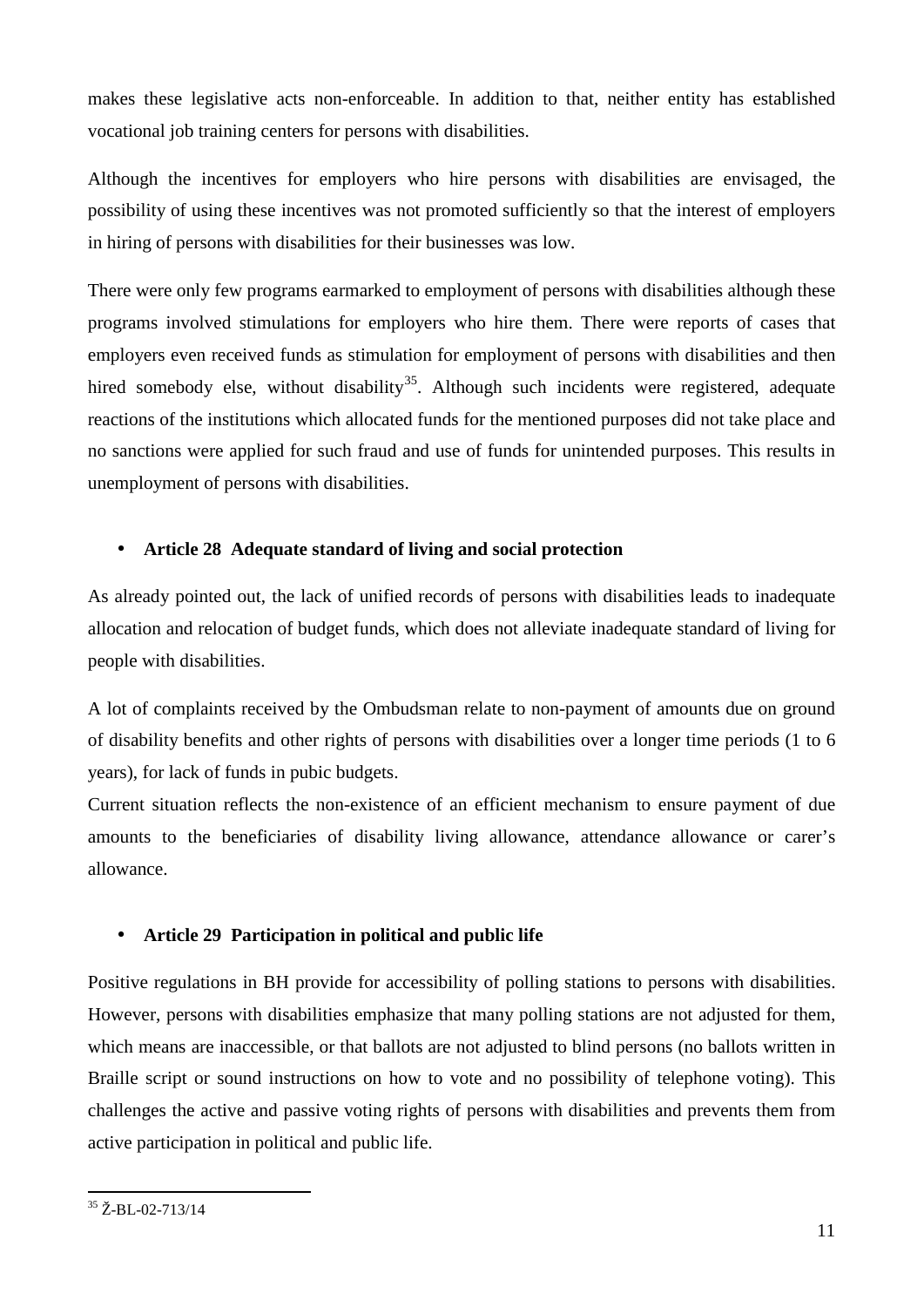makes these legislative acts non-enforceable. In addition to that, neither entity has established vocational job training centers for persons with disabilities.

Although the incentives for employers who hire persons with disabilities are envisaged, the possibility of using these incentives was not promoted sufficiently so that the interest of employers in hiring of persons with disabilities for their businesses was low.

There were only few programs earmarked to employment of persons with disabilities although these programs involved stimulations for employers who hire them. There were reports of cases that employers even received funds as stimulation for employment of persons with disabilities and then hired somebody else, without disability[35]. Although such incidents were registered, adequate reactions of the institutions which allocated funds for the mentioned purposes did not take place and no sanctions were applied for such fraud and use of funds for unintended purposes. This results in unemployment of persons with disabilities.

- **Article 28 Adequate standard of living and social protection**

As already pointed out, the lack of unified records of persons with disabilities leads to inadequate allocation and relocation of budget funds, which does not alleviate inadequate standard of living for people with disabilities.

A lot of complaints received by the Ombudsman relate to non-payment of amounts due on ground of disability benefits and other rights of persons with disabilities over a longer time periods (1 to 6 years), for lack of funds in pubic budgets.

Current situation reflects the non-existence of an efficient mechanism to ensure payment of due amounts to the beneficiaries of disability living allowance, attendance allowance or carer's allowance.

- **Article 29 Participation in political and public life**

Positive regulations in BH provide for accessibility of polling stations to persons with disabilities. However, persons with disabilities emphasize that many polling stations are not adjusted for them, which means are inaccessible, or that ballots are not adjusted to blind persons (no ballots written in Braille script or sound instructions on how to vote and no possibility of telephone voting). This challenges the active and passive voting rights of persons with disabilities and prevents them from active participation in political and public life.

[35] Ž-BL-02-713/14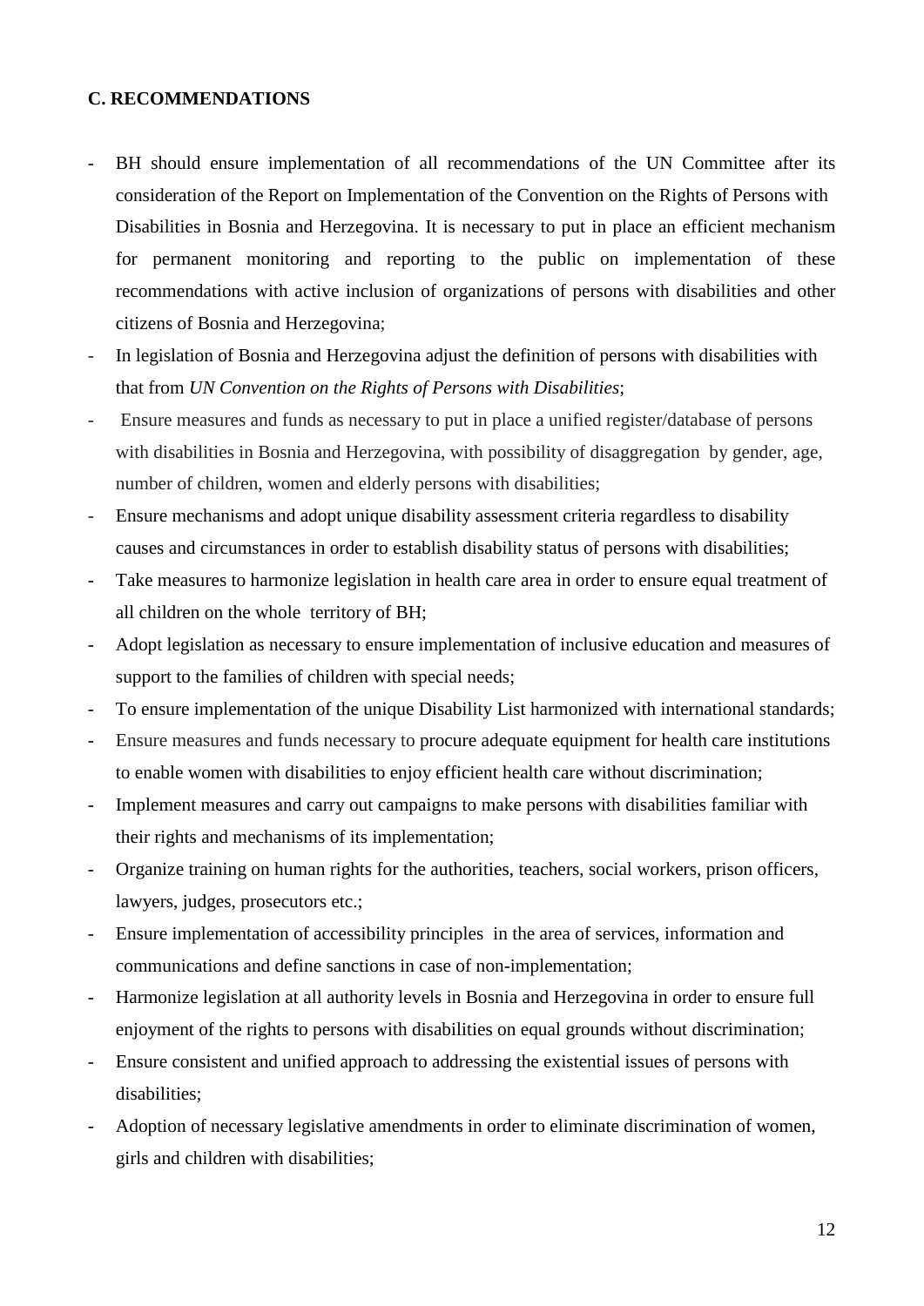**C. RECOMMENDATIONS**

- BH should ensure implementation of all recommendations of the UN Committee after its consideration of the Report on Implementation of the Convention on the Rights of Persons with Disabilities in Bosnia and Herzegovina. It is necessary to put in place an efficient mechanism for permanent monitoring and reporting to the public on implementation of these recommendations with active inclusion of organizations of persons with disabilities and other citizens of Bosnia and Herzegovina;
- In legislation of Bosnia and Herzegovina adjust the definition of persons with disabilities with that from *UN Convention on the Rights of Persons with Disabilities*;
- Ensure measures and funds as necessary to put in place a unified register/database of persons with disabilities in Bosnia and Herzegovina, with possibility of disaggregation by gender, age, number of children, women and elderly persons with disabilities;
- Ensure mechanisms and adopt unique disability assessment criteria regardless to disability causes and circumstances in order to establish disability status of persons with disabilities;
- Take measures to harmonize legislation in health care area in order to ensure equal treatment of all children on the whole territory of BH;
- Adopt legislation as necessary to ensure implementation of inclusive education and measures of support to the families of children with special needs;
- To ensure implementation of the unique Disability List harmonized with international standards;
- Ensure measures and funds necessary to procure adequate equipment for health care institutions to enable women with disabilities to enjoy efficient health care without discrimination;
- Implement measures and carry out campaigns to make persons with disabilities familiar with their rights and mechanisms of its implementation;
- Organize training on human rights for the authorities, teachers, social workers, prison officers, lawyers, judges, prosecutors etc.;
- Ensure implementation of accessibility principles in the area of services, information and communications and define sanctions in case of non-implementation;
- Harmonize legislation at all authority levels in Bosnia and Herzegovina in order to ensure full enjoyment of the rights to persons with disabilities on equal grounds without discrimination;
- Ensure consistent and unified approach to addressing the existential issues of persons with disabilities;
- Adoption of necessary legislative amendments in order to eliminate discrimination of women, girls and children with disabilities;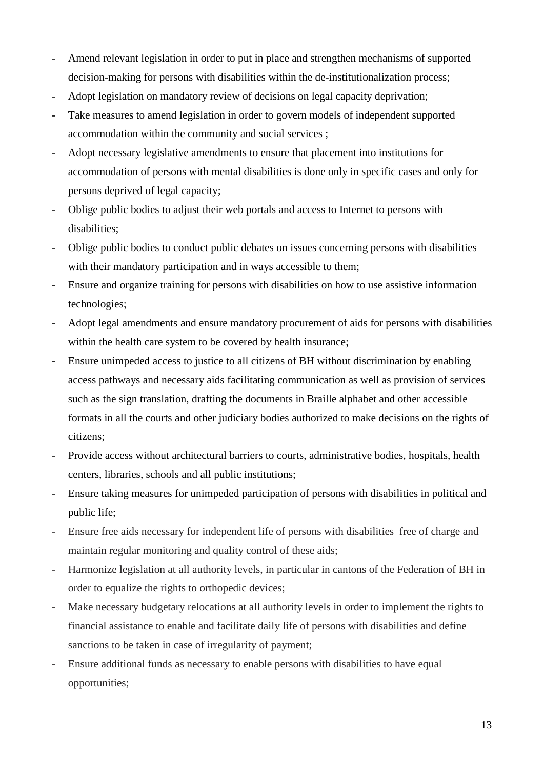- Amend relevant legislation in order to put in place and strengthen mechanisms of supported decision-making for persons with disabilities within the de-institutionalization process;
- Adopt legislation on mandatory review of decisions on legal capacity deprivation;
- Take measures to amend legislation in order to govern models of independent supported accommodation within the community and social services ;
- Adopt necessary legislative amendments to ensure that placement into institutions for accommodation of persons with mental disabilities is done only in specific cases and only for persons deprived of legal capacity;
- Oblige public bodies to adjust their web portals and access to Internet to persons with disabilities;
- Oblige public bodies to conduct public debates on issues concerning persons with disabilities with their mandatory participation and in ways accessible to them;
- Ensure and organize training for persons with disabilities on how to use assistive information technologies;
- Adopt legal amendments and ensure mandatory procurement of aids for persons with disabilities within the health care system to be covered by health insurance;
- Ensure unimpeded access to justice to all citizens of BH without discrimination by enabling access pathways and necessary aids facilitating communication as well as provision of services such as the sign translation, drafting the documents in Braille alphabet and other accessible formats in all the courts and other judiciary bodies authorized to make decisions on the rights of citizens;
- Provide access without architectural barriers to courts, administrative bodies, hospitals, health centers, libraries, schools and all public institutions;
- Ensure taking measures for unimpeded participation of persons with disabilities in political and public life;
- Ensure free aids necessary for independent life of persons with disabilities free of charge and maintain regular monitoring and quality control of these aids;
- Harmonize legislation at all authority levels, in particular in cantons of the Federation of BH in order to equalize the rights to orthopedic devices;
- Make necessary budgetary relocations at all authority levels in order to implement the rights to financial assistance to enable and facilitate daily life of persons with disabilities and define sanctions to be taken in case of irregularity of payment;
- Ensure additional funds as necessary to enable persons with disabilities to have equal opportunities;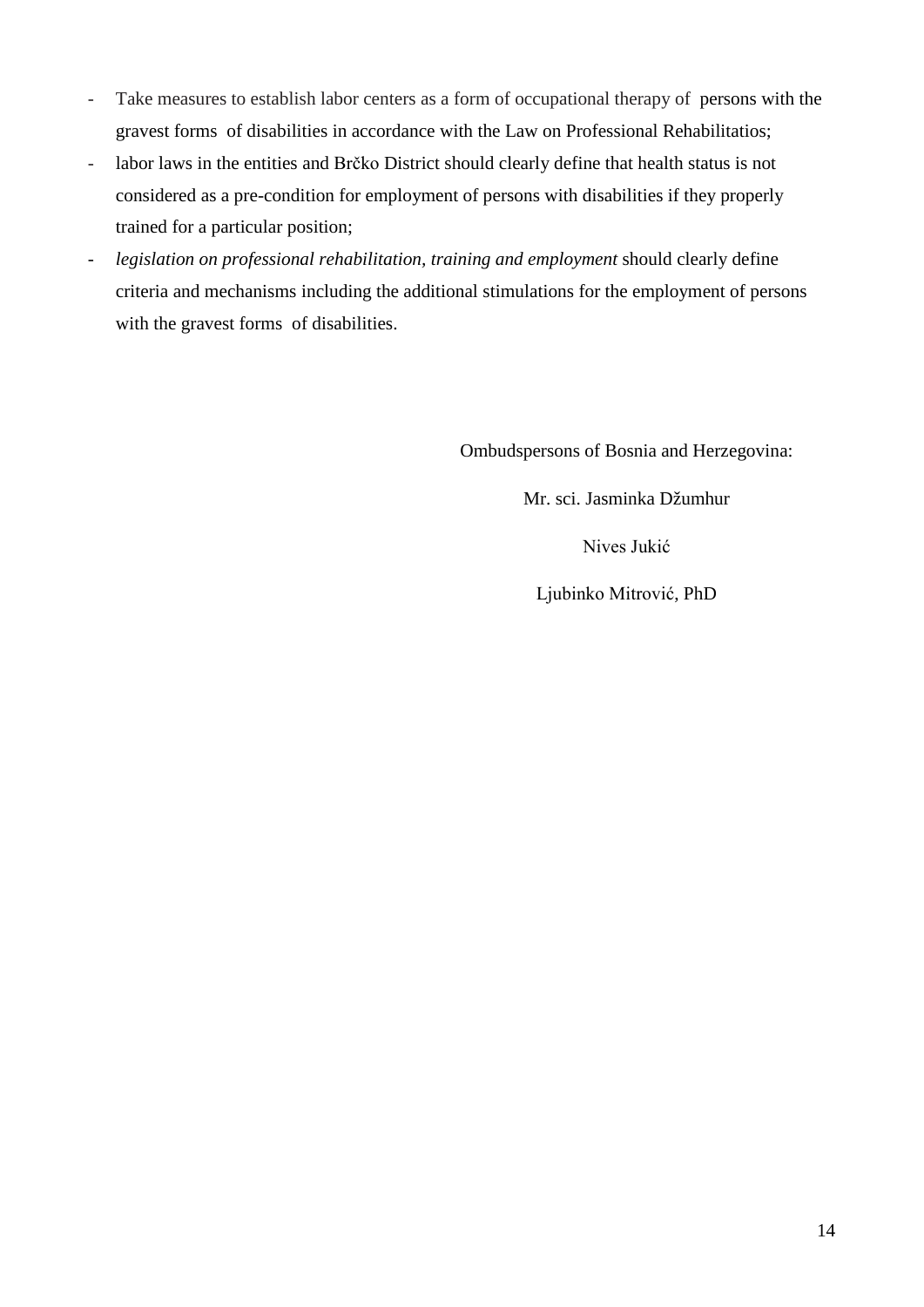- Take measures to establish labor centers as a form of occupational therapy of persons with the gravest forms of disabilities in accordance with the Law on Professional Rehabilitatios;
- labor laws in the entities and Brčko District should clearly define that health status is not considered as a pre-condition for employment of persons with disabilities if they properly trained for a particular position;
- *legislation on professional rehabilitation, training and employment* should clearly define criteria and mechanisms including the additional stimulations for the employment of persons with the gravest forms of disabilities.

Ombudspersons of Bosnia and Herzegovina:

Mr. sci. Jasminka Džumhur

Nives Jukić

Ljubinko Mitrović, PhD